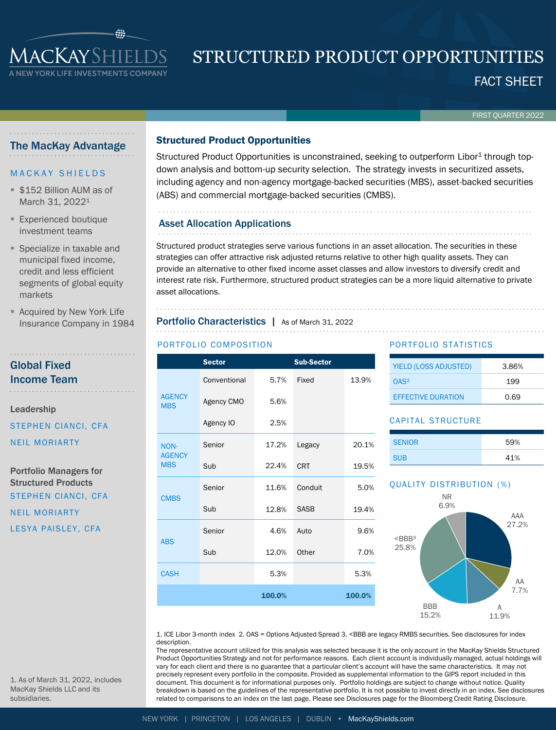# STRUCTURED PRODUCT OPPORTUNITIES

FACT SHEET

FIRST QUARTER 2022

## The MacKay Advantage

MACKAY SHIELDS

- $152 Billion AUM as of March 31, 2022[1]
- Experienced boutique investment teams
- Specialize in taxable and municipal fixed income, credit and less efficient segments of global equity markets
- Acquired by New York Life Insurance Company in 1984

## Global Fixed Income Team

**Leadership**

STEPHEN CIANCI, CFA

NEIL MORIARTY

**Portfolio Managers for Structured Products**

STEPHEN CIANCI, CFA

NEIL MORIARTY

LESYA PAISLEY, CFA

1. As of March 31, 2022, includes MacKay Shields LLC and its subsidiaries.

## Structured Product Opportunities

Structured Product Opportunities is unconstrained, seeking to outperform Libor[1] through top-down analysis and bottom-up security selection. The strategy invests in securitized assets, including agency and non-agency mortgage-backed securities (MBS), asset-backed securities (ABS) and commercial mortgage-backed securities (CMBS).

## Asset Allocation Applications

Structured product strategies serve various functions in an asset allocation. The securities in these strategies can offer attractive risk adjusted returns relative to other high quality assets. They can provide an alternative to other fixed income asset classes and allow investors to diversify credit and interest rate risk. Furthermore, structured product strategies can be a more liquid alternative to private asset allocations.

## Portfolio Characteristics | As of March 31, 2022

### PORTFOLIO COMPOSITION

| | Sector | | Sub-Sector | |
|---|---|---|---|---|
| AGENCY MBS | Conventional | 5.7% | Fixed | 13.9% |
| | Agency CMO | 5.6% | | |
| | Agency IO | 2.5% | | |
| NON-AGENCY MBS | Senior | 17.2% | Legacy | 20.1% |
| | Sub | 22.4% | CRT | 19.5% |
| CMBS | Senior | 11.6% | Conduit | 5.0% |
| | Sub | 12.8% | SASB | 19.4% |
| ABS | Senior | 4.6% | Auto | 9.6% |
| | Sub | 12.0% | Other | 7.0% |
| CASH | | 5.3% | | 5.3% |
| | | **100.0%** | | **100.0%** |

### PORTFOLIO STATISTICS

| | |
|---|---|
| YIELD (LOSS ADJUSTED) | 3.86% |
| OAS[2] | 199 |
| EFFECTIVE DURATION | 0.69 |

### CAPITAL STRUCTURE

| | |
|---|---|
| SENIOR | 59% |
| SUB | 41% |

### QUALITY DISTRIBUTION (%)

| Rating | % |
|---|---|
| AAA | 27.2% |
| AA | 7.7% |
| A | 11.9% |
| BBB | 15.2% |
| <BBB[3] | 25.8% |
| NR | 6.9% |

1. ICE Libor 3-month index 2. OAS = Options Adjusted Spread 3. <BBB are legacy RMBS securities. See disclosures for index description.

The representative account utilized for this analysis was selected because it is the only account in the MacKay Shields Structured Product Opportunities Strategy and not for performance reasons. Each client account is individually managed, actual holdings will vary for each client and there is no guarantee that a particular client's account will have the same characteristics. It may not precisely represent every portfolio in the composite. Provided as supplemental information to the GIPS report included in this document. This document is for informational purposes only. Portfolio holdings are subject to change without notice. Quality breakdown is based on the guidelines of the representative portfolio. It is not possible to invest directly in an index. See disclosures related to comparisons to an index on the last page. Please see Disclosures page for the Bloomberg Credit Rating Disclosure.

NEW YORK | PRINCETON | LOS ANGELES | DUBLIN • MacKayShields.com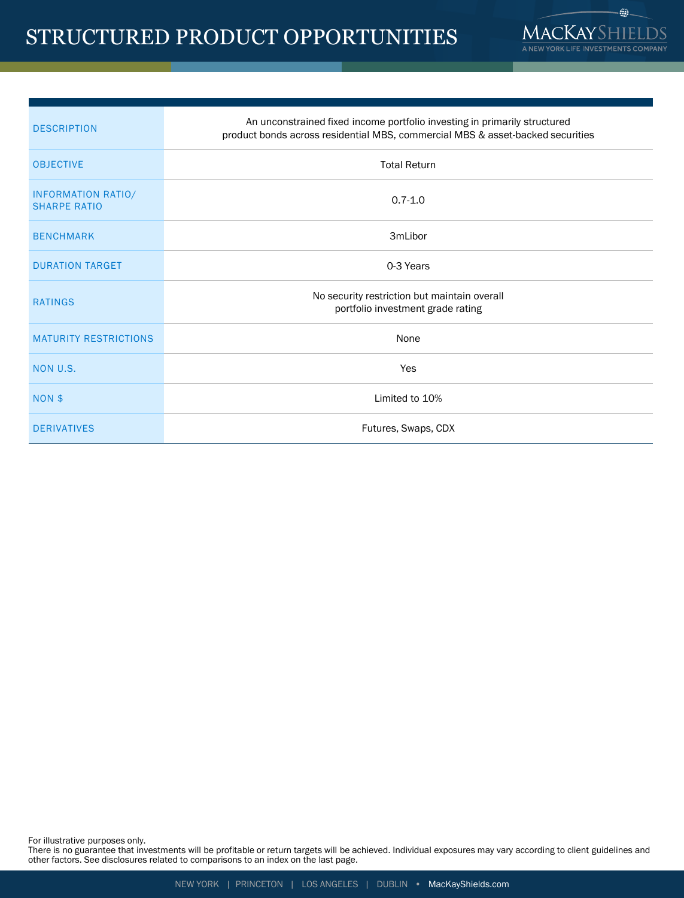# STRUCTURED PRODUCT OPPORTUNITIES

| | |
|---|---|
| DESCRIPTION | An unconstrained fixed income portfolio investing in primarily structured product bonds across residential MBS, commercial MBS & asset-backed securities |
| OBJECTIVE | Total Return |
| INFORMATION RATIO/ SHARPE RATIO | 0.7-1.0 |
| BENCHMARK | 3mLibor |
| DURATION TARGET | 0-3 Years |
| RATINGS | No security restriction but maintain overall portfolio investment grade rating |
| MATURITY RESTRICTIONS | None |
| NON U.S. | Yes |
| NON $ | Limited to 10% |
| DERIVATIVES | Futures, Swaps, CDX |

For illustrative purposes only.
There is no guarantee that investments will be profitable or return targets will be achieved. Individual exposures may vary according to client guidelines and other factors. See disclosures related to comparisons to an index on the last page.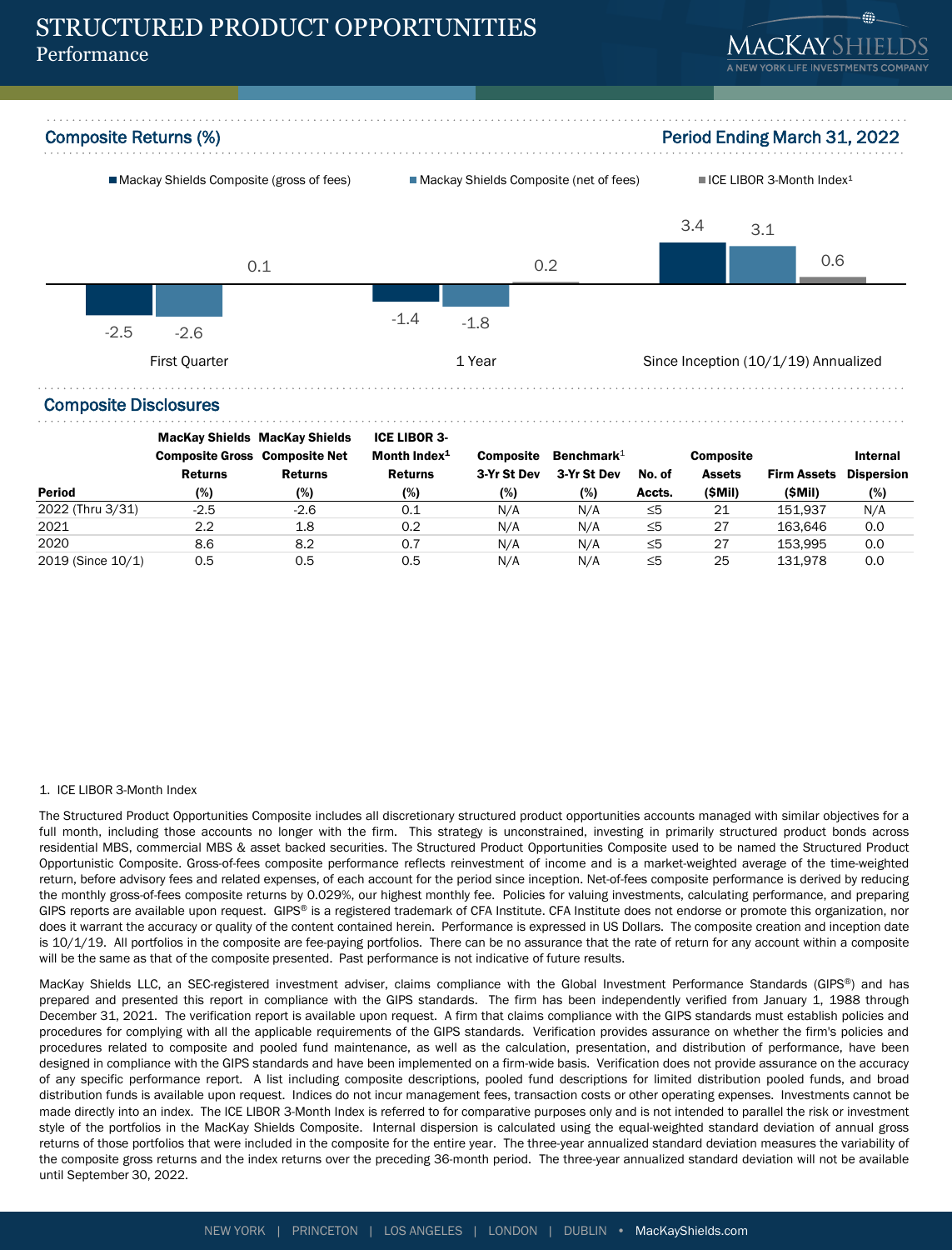# STRUCTURED PRODUCT OPPORTUNITIES

## Performance

### Composite Returns (%)

**Period Ending March 31, 2022**

Mackay Shields Composite (gross of fees)
Mackay Shields Composite (net of fees)
ICE LIBOR 3-Month Index[1]

-2.5
-2.6
0.1
First Quarter

-1.4
-1.8
0.2
1 Year

3.4
3.1
0.6
Since Inception (10/1/19) Annualized

### Composite Disclosures

| Period | MacKay Shields Composite Gross Returns (%) | MacKay Shields Composite Net Returns (%) | ICE LIBOR 3-Month Index[1] Returns (%) | Composite 3-Yr St Dev (%) | Benchmark[1] 3-Yr St Dev (%) | No. of Accts. | Composite Assets ($Mil) | Firm Assets ($Mil) | Internal Dispersion (%) |
|---|---|---|---|---|---|---|---|---|---|
| 2022 (Thru 3/31) | -2.5 | -2.6 | 0.1 | N/A | N/A | ≤5 | 21 | 151,937 | N/A |
| 2021 | 2.2 | 1.8 | 0.2 | N/A | N/A | ≤5 | 27 | 163,646 | 0.0 |
| 2020 | 8.6 | 8.2 | 0.7 | N/A | N/A | ≤5 | 27 | 153,995 | 0.0 |
| 2019 (Since 10/1) | 0.5 | 0.5 | 0.5 | N/A | N/A | ≤5 | 25 | 131,978 | 0.0 |

1. ICE LIBOR 3-Month Index

The Structured Product Opportunities Composite includes all discretionary structured product opportunities accounts managed with similar objectives for a full month, including those accounts no longer with the firm. This strategy is unconstrained, investing in primarily structured product bonds across residential MBS, commercial MBS & asset backed securities. The Structured Product Opportunities Composite used to be named the Structured Product Opportunistic Composite. Gross-of-fees composite performance reflects reinvestment of income and is a market-weighted average of the time-weighted return, before advisory fees and related expenses, of each account for the period since inception. Net-of-fees composite performance is derived by reducing the monthly gross-of-fees composite returns by 0.029%, our highest monthly fee. Policies for valuing investments, calculating performance, and preparing GIPS reports are available upon request. GIPS® is a registered trademark of CFA Institute. CFA Institute does not endorse or promote this organization, nor does it warrant the accuracy or quality of the content contained herein. Performance is expressed in US Dollars. The composite creation and inception date is 10/1/19. All portfolios in the composite are fee-paying portfolios. There can be no assurance that the rate of return for any account within a composite will be the same as that of the composite presented. Past performance is not indicative of future results.

MacKay Shields LLC, an SEC-registered investment adviser, claims compliance with the Global Investment Performance Standards (GIPS®) and has prepared and presented this report in compliance with the GIPS standards. The firm has been independently verified from January 1, 1988 through December 31, 2021. The verification report is available upon request. A firm that claims compliance with the GIPS standards must establish policies and procedures for complying with all the applicable requirements of the GIPS standards. Verification provides assurance on whether the firm's policies and procedures related to composite and pooled fund maintenance, as well as the calculation, presentation, and distribution of performance, have been designed in compliance with the GIPS standards and have been implemented on a firm-wide basis. Verification does not provide assurance on the accuracy of any specific performance report. A list including composite descriptions, pooled fund descriptions for limited distribution pooled funds, and broad distribution funds is available upon request. Indices do not incur management fees, transaction costs or other operating expenses. Investments cannot be made directly into an index. The ICE LIBOR 3-Month Index is referred to for comparative purposes only and is not intended to parallel the risk or investment style of the portfolios in the MacKay Shields Composite. Internal dispersion is calculated using the equal-weighted standard deviation of annual gross returns of those portfolios that were included in the composite for the entire year. The three-year annualized standard deviation measures the variability of the composite gross returns and the index returns over the preceding 36-month period. The three-year annualized standard deviation will not be available until September 30, 2022.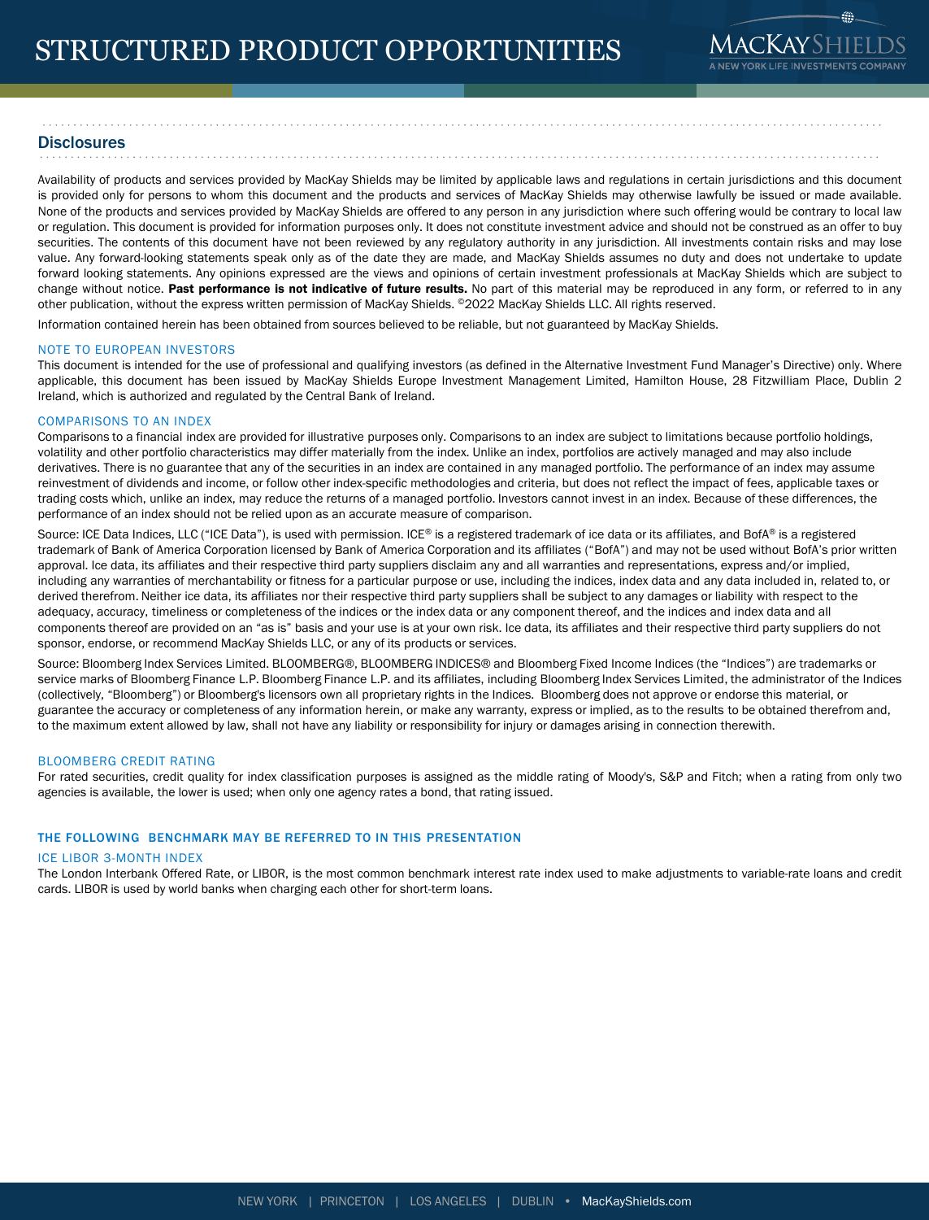## Disclosures

Availability of products and services provided by MacKay Shields may be limited by applicable laws and regulations in certain jurisdictions and this document is provided only for persons to whom this document and the products and services of MacKay Shields may otherwise lawfully be issued or made available. None of the products and services provided by MacKay Shields are offered to any person in any jurisdiction where such offering would be contrary to local law or regulation. This document is provided for information purposes only. It does not constitute investment advice and should not be construed as an offer to buy securities. The contents of this document have not been reviewed by any regulatory authority in any jurisdiction. All investments contain risks and may lose value. Any forward-looking statements speak only as of the date they are made, and MacKay Shields assumes no duty and does not undertake to update forward looking statements. Any opinions expressed are the views and opinions of certain investment professionals at MacKay Shields which are subject to change without notice. **Past performance is not indicative of future results.** No part of this material may be reproduced in any form, or referred to in any other publication, without the express written permission of MacKay Shields. ©2022 MacKay Shields LLC. All rights reserved.

Information contained herein has been obtained from sources believed to be reliable, but not guaranteed by MacKay Shields.

### NOTE TO EUROPEAN INVESTORS

This document is intended for the use of professional and qualifying investors (as defined in the Alternative Investment Fund Manager's Directive) only. Where applicable, this document has been issued by MacKay Shields Europe Investment Management Limited, Hamilton House, 28 Fitzwilliam Place, Dublin 2 Ireland, which is authorized and regulated by the Central Bank of Ireland.

### COMPARISONS TO AN INDEX

Comparisons to a financial index are provided for illustrative purposes only. Comparisons to an index are subject to limitations because portfolio holdings, volatility and other portfolio characteristics may differ materially from the index. Unlike an index, portfolios are actively managed and may also include derivatives. There is no guarantee that any of the securities in an index are contained in any managed portfolio. The performance of an index may assume reinvestment of dividends and income, or follow other index-specific methodologies and criteria, but does not reflect the impact of fees, applicable taxes or trading costs which, unlike an index, may reduce the returns of a managed portfolio. Investors cannot invest in an index. Because of these differences, the performance of an index should not be relied upon as an accurate measure of comparison.

Source: ICE Data Indices, LLC ("ICE Data"), is used with permission. ICE® is a registered trademark of ice data or its affiliates, and BofA® is a registered trademark of Bank of America Corporation licensed by Bank of America Corporation and its affiliates ("BofA") and may not be used without BofA's prior written approval. Ice data, its affiliates and their respective third party suppliers disclaim any and all warranties and representations, express and/or implied, including any warranties of merchantability or fitness for a particular purpose or use, including the indices, index data and any data included in, related to, or derived therefrom. Neither ice data, its affiliates nor their respective third party suppliers shall be subject to any damages or liability with respect to the adequacy, accuracy, timeliness or completeness of the indices or the index data or any component thereof, and the indices and index data and all components thereof are provided on an "as is" basis and your use is at your own risk. Ice data, its affiliates and their respective third party suppliers do not sponsor, endorse, or recommend MacKay Shields LLC, or any of its products or services.

Source: Bloomberg Index Services Limited. BLOOMBERG®, BLOOMBERG INDICES® and Bloomberg Fixed Income Indices (the "Indices") are trademarks or service marks of Bloomberg Finance L.P. Bloomberg Finance L.P. and its affiliates, including Bloomberg Index Services Limited, the administrator of the Indices (collectively, "Bloomberg") or Bloomberg's licensors own all proprietary rights in the Indices. Bloomberg does not approve or endorse this material, or guarantee the accuracy or completeness of any information herein, or make any warranty, express or implied, as to the results to be obtained therefrom and, to the maximum extent allowed by law, shall not have any liability or responsibility for injury or damages arising in connection therewith.

### BLOOMBERG CREDIT RATING

For rated securities, credit quality for index classification purposes is assigned as the middle rating of Moody's, S&P and Fitch; when a rating from only two agencies is available, the lower is used; when only one agency rates a bond, that rating issued.

### THE FOLLOWING BENCHMARK MAY BE REFERRED TO IN THIS PRESENTATION

#### ICE LIBOR 3-MONTH INDEX

The London Interbank Offered Rate, or LIBOR, is the most common benchmark interest rate index used to make adjustments to variable-rate loans and credit cards. LIBOR is used by world banks when charging each other for short-term loans.